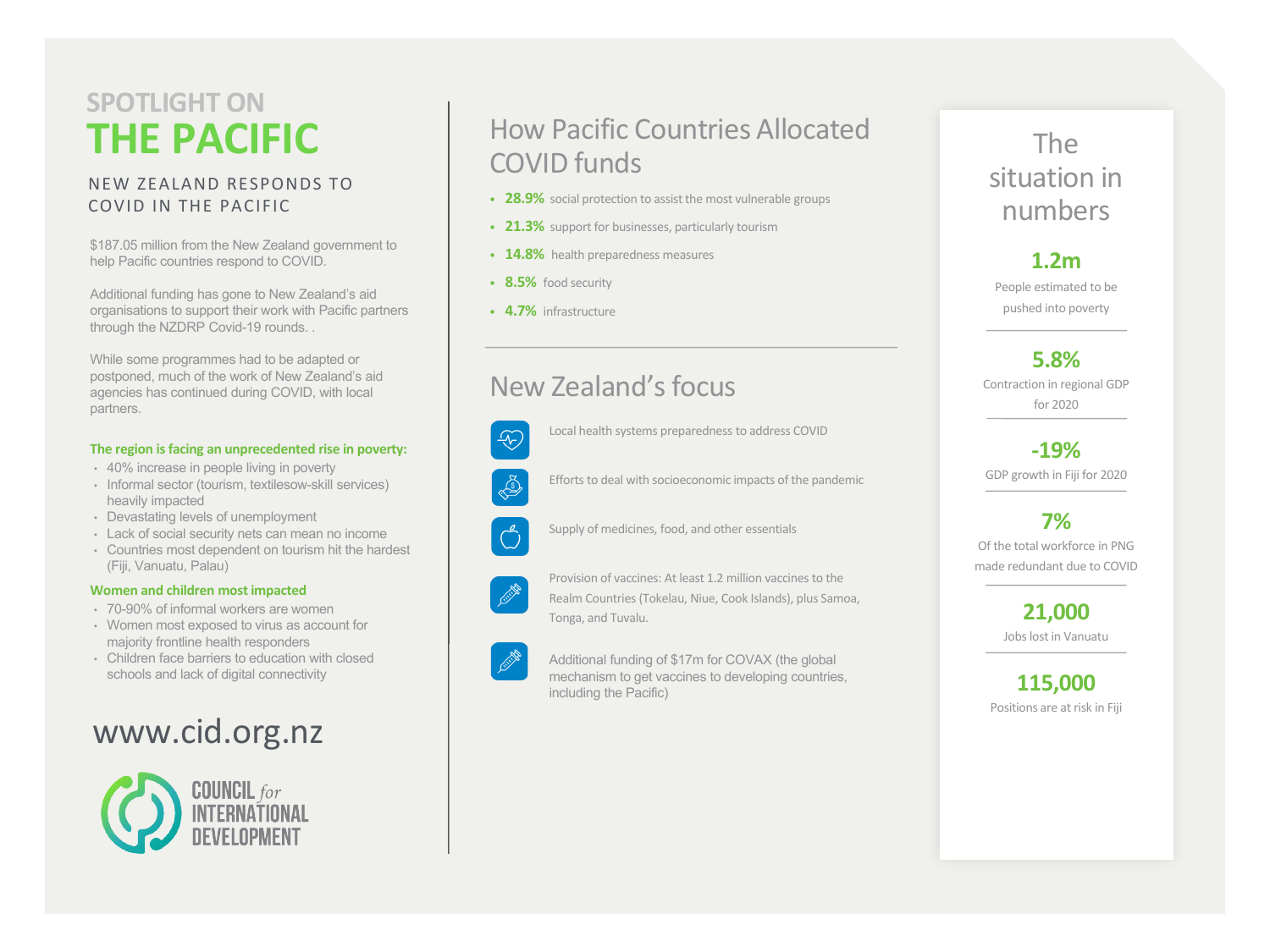# SPOTLIGHT ON
# THE PACIFIC

## NEW ZEALAND RESPONDS TO COVID IN THE PACIFIC

$187.05 million from the New Zealand government to help Pacific countries respond to COVID.

Additional funding has gone to New Zealand's aid organisations to support their work with Pacific partners through the NZDRP Covid-19 rounds. .

While some programmes had to be adapted or postponed, much of the work of New Zealand's aid agencies has continued during COVID, with local partners.

**The region is facing an unprecedented rise in poverty:**

- 40% increase in people living in poverty
- Informal sector (tourism, textilesow-skill services) heavily impacted
- Devastating levels of unemployment
- Lack of social security nets can mean no income
- Countries most dependent on tourism hit the hardest (Fiji, Vanuatu, Palau)

**Women and children most impacted**

- 70-90% of informal workers are women
- Women most exposed to virus as account for majority frontline health responders
- Children face barriers to education with closed schools and lack of digital connectivity

www.cid.org.nz

COUNCIL *for* INTERNATIONAL DEVELOPMENT

## How Pacific Countries Allocated COVID funds

- **28.9%** social protection to assist the most vulnerable groups
- **21.3%** support for businesses, particularly tourism
- **14.8%** health preparedness measures
- **8.5%** food security
- **4.7%** infrastructure

## New Zealand's focus

- Local health systems preparedness to address COVID
- Efforts to deal with socioeconomic impacts of the pandemic
- Supply of medicines, food, and other essentials
- Provision of vaccines: At least 1.2 million vaccines to the Realm Countries (Tokelau, Niue, Cook Islands), plus Samoa, Tonga, and Tuvalu.
- Additional funding of $17m for COVAX (the global mechanism to get vaccines to developing countries, including the Pacific)

## The situation in numbers

**1.2m**
People estimated to be pushed into poverty

**5.8%**
Contraction in regional GDP for 2020

**-19%**
GDP growth in Fiji for 2020

**7%**
Of the total workforce in PNG made redundant due to COVID

**21,000**
Jobs lost in Vanuatu

**115,000**
Positions are at risk in Fiji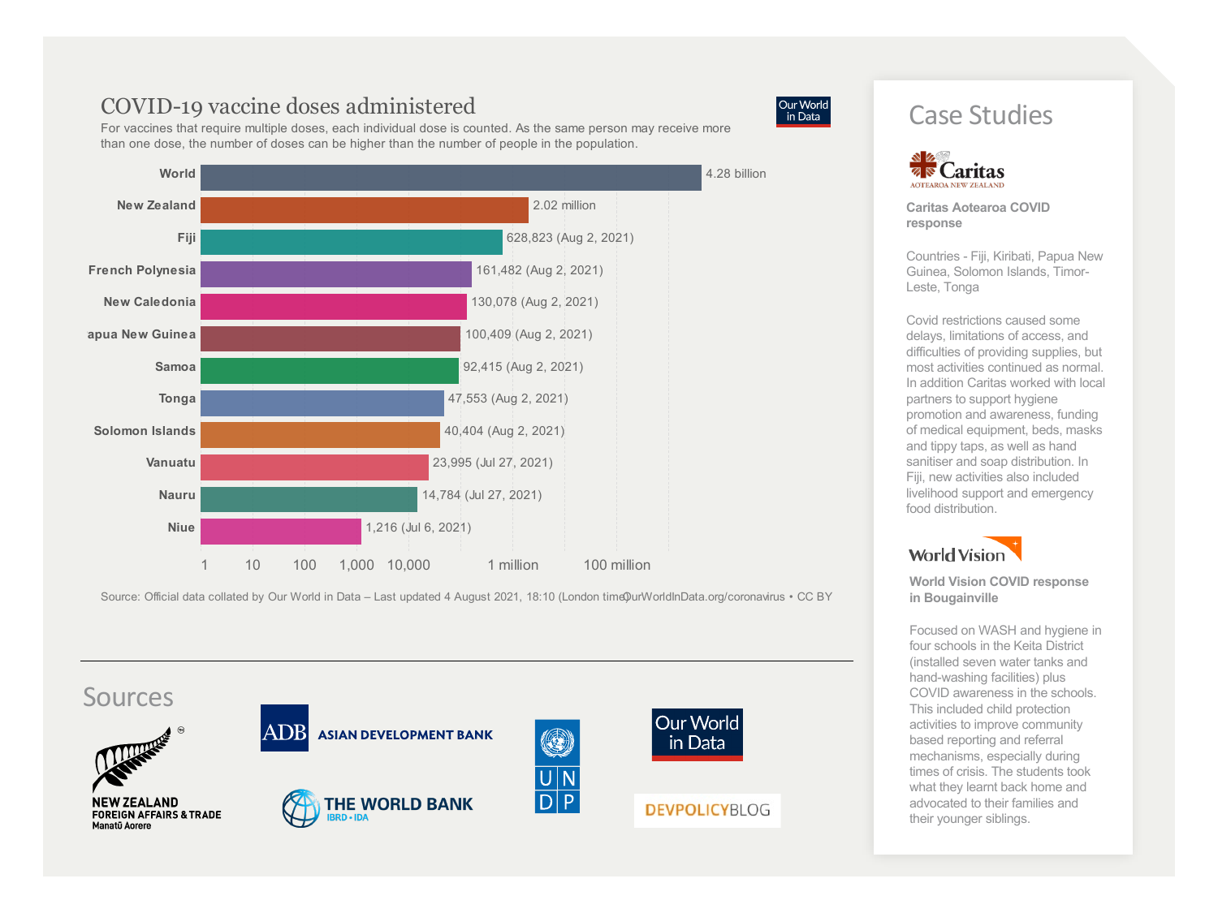## COVID-19 vaccine doses administered

For vaccines that require multiple doses, each individual dose is counted. As the same person may receive more than one dose, the number of doses can be higher than the number of people in the population.

Our World in Data

World 4.28 billion
New Zealand 2.02 million
Fiji 628,823 (Aug 2, 2021)
French Polynesia 161,482 (Aug 2, 2021)
New Caledonia 130,078 (Aug 2, 2021)
apua New Guinea 100,409 (Aug 2, 2021)
Samoa 92,415 (Aug 2, 2021)
Tonga 47,553 (Aug 2, 2021)
Solomon Islands 40,404 (Aug 2, 2021)
Vanuatu 23,995 (Jul 27, 2021)
Nauru 14,784 (Jul 27, 2021)
Niue 1,216 (Jul 6, 2021)

1 10 100 1,000 10,000 1 million 100 million

Source: Official data collated by Our World in Data – Last updated 4 August 2021, 18:10 (London time) OurWorldInData.org/coronavirus • CC BY

## Sources

NEW ZEALAND FOREIGN AFFAIRS & TRADE Manatū Aorere

ADB ASIAN DEVELOPMENT BANK

THE WORLD BANK IBRD • IDA

UNDP

Our World in Data

DEVPOLICYBLOG

## Case Studies

Caritas AOTEAROA NEW ZEALAND

**Caritas Aotearoa COVID response**

Countries - Fiji, Kiribati, Papua New Guinea, Solomon Islands, Timor-Leste, Tonga

Covid restrictions caused some delays, limitations of access, and difficulties of providing supplies, but most activities continued as normal. In addition Caritas worked with local partners to support hygiene promotion and awareness, funding of medical equipment, beds, masks and tippy taps, as well as hand sanitiser and soap distribution. In Fiji, new activities also included livelihood support and emergency food distribution.

World Vision

**World Vision COVID response in Bougainville**

Focused on WASH and hygiene in four schools in the Keita District (installed seven water tanks and hand-washing facilities) plus COVID awareness in the schools. This included child protection activities to improve community based reporting and referral mechanisms, especially during times of crisis. The students took what they learnt back home and advocated to their families and their younger siblings.